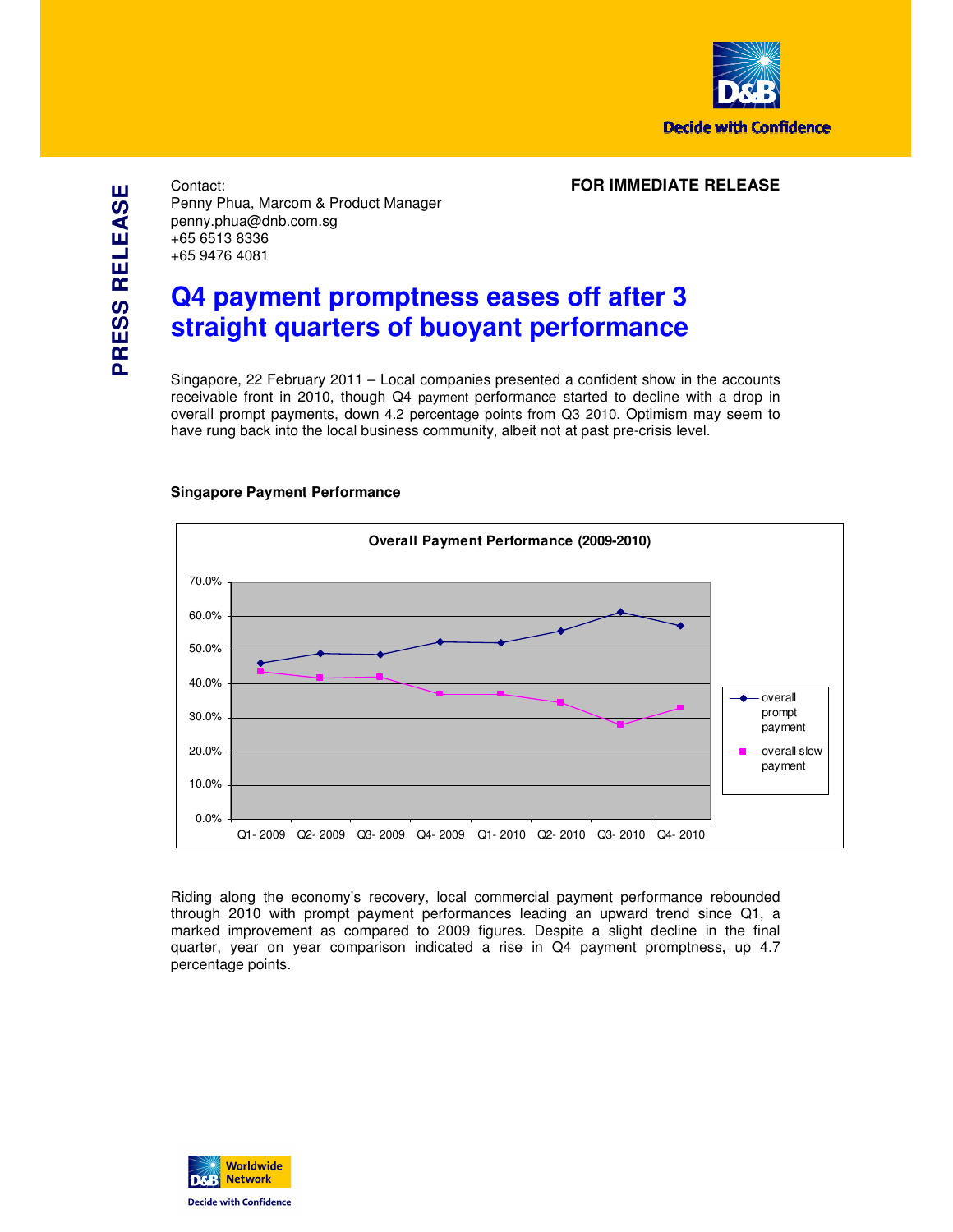**PRESS RELEASE**

Contact:
Penny Phua, Marcom & Product Manager
penny.phua@dnb.com.sg
+65 6513 8336
+65 9476 4081

**FOR IMMEDIATE RELEASE**

# Q4 payment promptness eases off after 3 straight quarters of buoyant performance

Singapore, 22 February 2011 – Local companies presented a confident show in the accounts receivable front in 2010, though Q4 payment performance started to decline with a drop in overall prompt payments, down 4.2 percentage points from Q3 2010. Optimism may seem to have rung back into the local business community, albeit not at past pre-crisis level.

**Singapore Payment Performance**

Overall Payment Performance (2009-2010)

Riding along the economy's recovery, local commercial payment performance rebounded through 2010 with prompt payment performances leading an upward trend since Q1, a marked improvement as compared to 2009 figures. Despite a slight decline in the final quarter, year on year comparison indicated a rise in Q4 payment promptness, up 4.7 percentage points.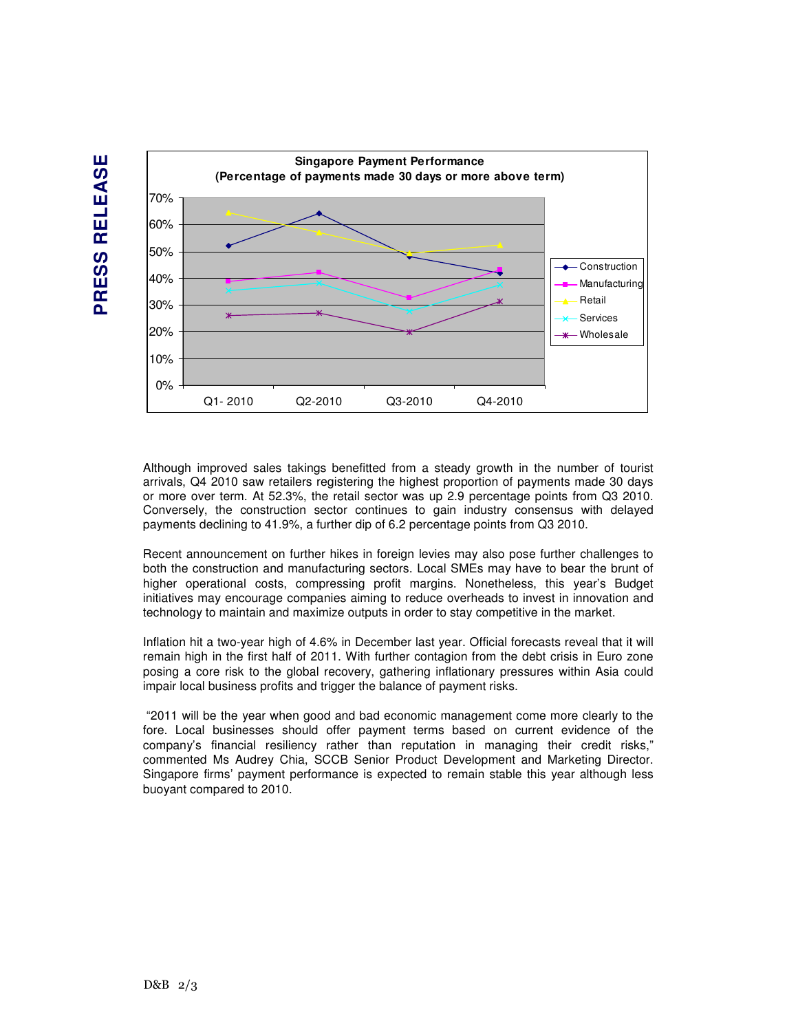**Singapore Payment Performance**
**(Percentage of payments made 30 days or more above term)**

Although improved sales takings benefitted from a steady growth in the number of tourist arrivals, Q4 2010 saw retailers registering the highest proportion of payments made 30 days or more over term. At 52.3%, the retail sector was up 2.9 percentage points from Q3 2010. Conversely, the construction sector continues to gain industry consensus with delayed payments declining to 41.9%, a further dip of 6.2 percentage points from Q3 2010.

Recent announcement on further hikes in foreign levies may also pose further challenges to both the construction and manufacturing sectors. Local SMEs may have to bear the brunt of higher operational costs, compressing profit margins. Nonetheless, this year's Budget initiatives may encourage companies aiming to reduce overheads to invest in innovation and technology to maintain and maximize outputs in order to stay competitive in the market.

Inflation hit a two-year high of 4.6% in December last year. Official forecasts reveal that it will remain high in the first half of 2011. With further contagion from the debt crisis in Euro zone posing a core risk to the global recovery, gathering inflationary pressures within Asia could impair local business profits and trigger the balance of payment risks.

"2011 will be the year when good and bad economic management come more clearly to the fore. Local businesses should offer payment terms based on current evidence of the company's financial resiliency rather than reputation in managing their credit risks," commented Ms Audrey Chia, SCCB Senior Product Development and Marketing Director. Singapore firms' payment performance is expected to remain stable this year although less buoyant compared to 2010.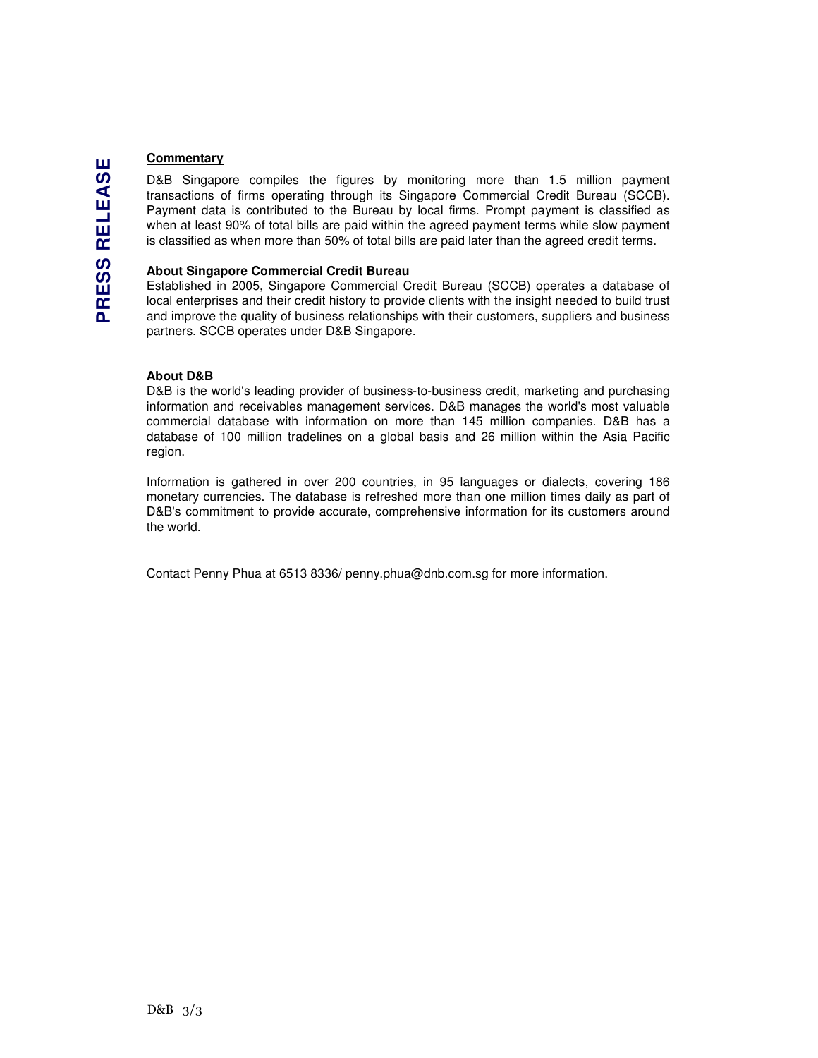**Commentary**

D&B Singapore compiles the figures by monitoring more than 1.5 million payment transactions of firms operating through its Singapore Commercial Credit Bureau (SCCB). Payment data is contributed to the Bureau by local firms. Prompt payment is classified as when at least 90% of total bills are paid within the agreed payment terms while slow payment is classified as when more than 50% of total bills are paid later than the agreed credit terms.

**About Singapore Commercial Credit Bureau**

Established in 2005, Singapore Commercial Credit Bureau (SCCB) operates a database of local enterprises and their credit history to provide clients with the insight needed to build trust and improve the quality of business relationships with their customers, suppliers and business partners. SCCB operates under D&B Singapore.

**About D&B**

D&B is the world's leading provider of business-to-business credit, marketing and purchasing information and receivables management services. D&B manages the world's most valuable commercial database with information on more than 145 million companies. D&B has a database of 100 million tradelines on a global basis and 26 million within the Asia Pacific region.

Information is gathered in over 200 countries, in 95 languages or dialects, covering 186 monetary currencies. The database is refreshed more than one million times daily as part of D&B's commitment to provide accurate, comprehensive information for its customers around the world.

Contact Penny Phua at 6513 8336/ penny.phua@dnb.com.sg for more information.